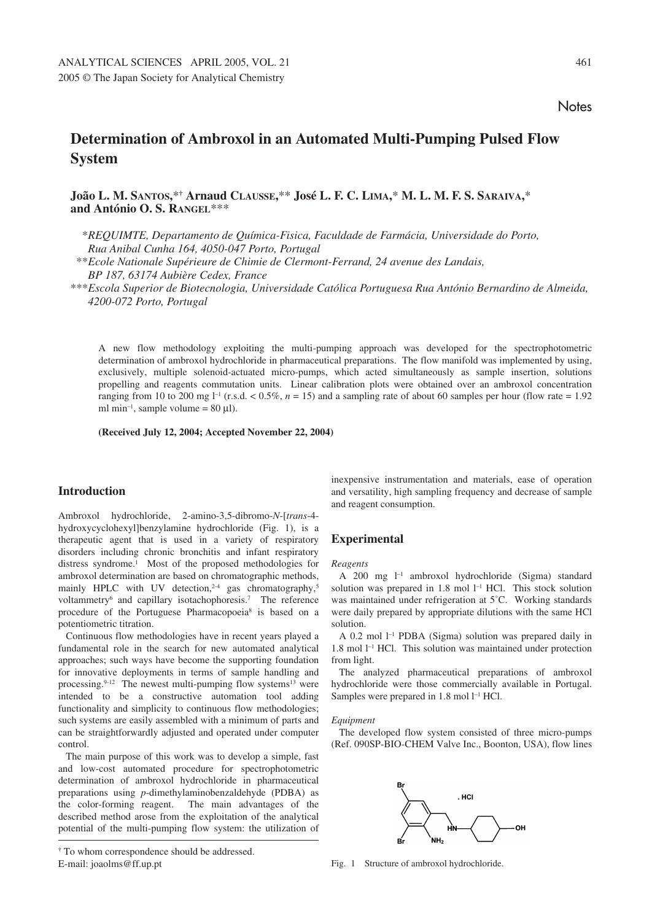Notes

# Determination of Ambroxol in an Automated Multi-Pumping Pulsed Flow System

**João L. M. Santos,\*† Arnaud Clausse,\*\* José L. F. C. Lima,\* M. L. M. F. S. Saraiva,\* and António O. S. Rangel\*\*\***

*\*REQUIMTE, Departamento de Química-Fisica, Faculdade de Farmácia, Universidade do Porto, Rua Anibal Cunha 164, 4050-047 Porto, Portugal*

*\*\*Ecole Nationale Supérieure de Chimie de Clermont-Ferrand, 24 avenue des Landais, BP 187, 63174 Aubière Cedex, France*

*\*\*\*Escola Superior de Biotecnologia, Universidade Católica Portuguesa Rua António Bernardino de Almeida, 4200-072 Porto, Portugal*

A new flow methodology exploiting the multi-pumping approach was developed for the spectrophotometric determination of ambroxol hydrochloride in pharmaceutical preparations. The flow manifold was implemented by using, exclusively, multiple solenoid-actuated micro-pumps, which acted simultaneously as sample insertion, solutions propelling and reagents commutation units. Linear calibration plots were obtained over an ambroxol concentration ranging from 10 to 200 mg $l^{-1}$ (r.s.d. < 0.5%, $n = 15$) and a sampling rate of about 60 samples per hour (flow rate = 1.92 ml $min^{-1}$, sample volume = 80 μl).

**(Received July 12, 2004; Accepted November 22, 2004)**

## Introduction

Ambroxol hydrochloride, 2-amino-3,5-dibromo-*N*-[*trans*-4-hydroxycyclohexyl]benzylamine hydrochloride (Fig. 1), is a therapeutic agent that is used in a variety of respiratory disorders including chronic bronchitis and infant respiratory distress syndrome.[1] Most of the proposed methodologies for ambroxol determination are based on chromatographic methods, mainly HPLC with UV detection,[2–4] gas chromatography,[5] voltammetry[6] and capillary isotachophoresis.[7] The reference procedure of the Portuguese Pharmacopoeia[8] is based on a potentiometric titration.

Continuous flow methodologies have in recent years played a fundamental role in the search for new automated analytical approaches; such ways have become the supporting foundation for innovative deployments in terms of sample handling and processing.[9–12] The newest multi-pumping flow systems[13] were intended to be a constructive automation tool adding functionality and simplicity to continuous flow methodologies; such systems are easily assembled with a minimum of parts and can be straightforwardly adjusted and operated under computer control.

The main purpose of this work was to develop a simple, fast and low-cost automated procedure for spectrophotometric determination of ambroxol hydrochloride in pharmaceutical preparations using *p*-dimethylaminobenzaldehyde (PDBA) as the color-forming reagent. The main advantages of the described method arose from the exploitation of the analytical potential of the multi-pumping flow system: the utilization of inexpensive instrumentation and materials, ease of operation and versatility, high sampling frequency and decrease of sample and reagent consumption.

† To whom correspondence should be addressed.
E-mail: joaolms@ff.up.pt

## Experimental

### *Reagents*

A 200 mg $l^{-1}$ ambroxol hydrochloride (Sigma) standard solution was prepared in 1.8 mol $l^{-1}$ HCl. This stock solution was maintained under refrigeration at 5˚C. Working standards were daily prepared by appropriate dilutions with the same HCl solution.

A 0.2 mol $l^{-1}$ PDBA (Sigma) solution was prepared daily in 1.8 mol $l^{-1}$ HCl. This solution was maintained under protection from light.

The analyzed pharmaceutical preparations of ambroxol hydrochloride were those commercially available in Portugal. Samples were prepared in 1.8 mol $l^{-1}$ HCl.

### *Equipment*

The developed flow system consisted of three micro-pumps (Ref. 090SP-BIO-CHEM Valve Inc., Boonton, USA), flow lines

Fig. 1 Structure of ambroxol hydrochloride.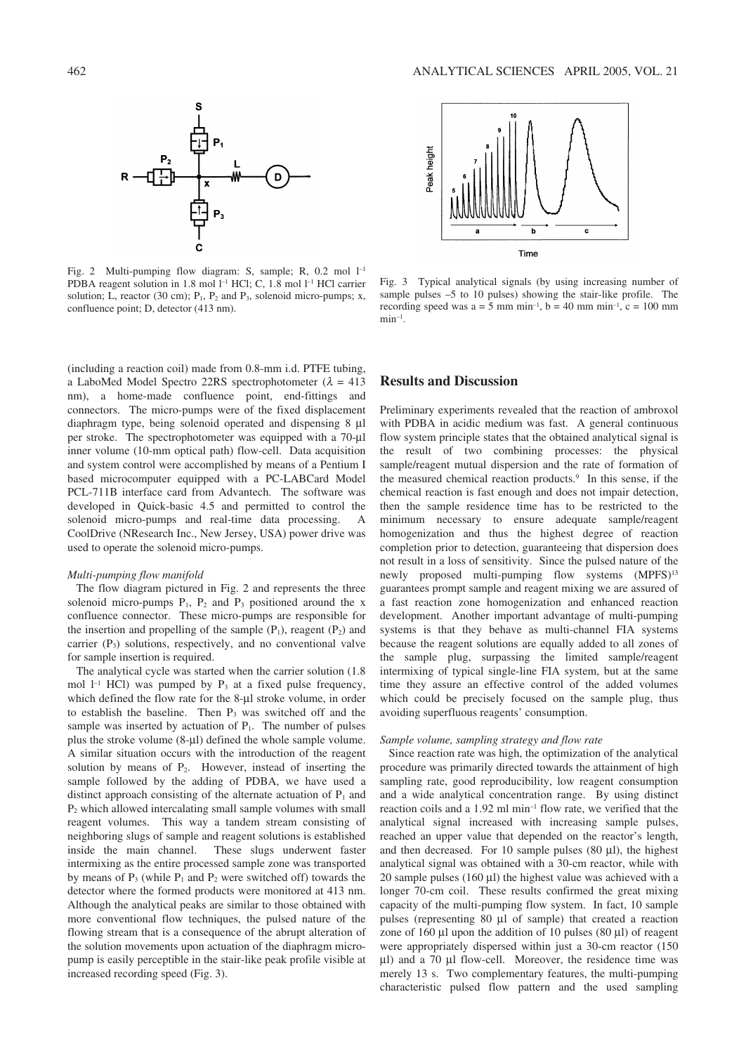Fig. 2 Multi-pumping flow diagram: S, sample; R, 0.2 mol $l^{-1}$ PDBA reagent solution in 1.8 mol $l^{-1}$ HCl; C, 1.8 mol $l^{-1}$ HCl carrier solution; L, reactor (30 cm); $P_1$, $P_2$ and $P_3$, solenoid micro-pumps; x, confluence point; D, detector (413 nm).

Fig. 3 Typical analytical signals (by using increasing number of sample pulses –5 to 10 pulses) showing the stair-like profile. The recording speed was a = 5 mm $min^{-1}$, b = 40 mm $min^{-1}$, c = 100 mm $min^{-1}$.

(including a reaction coil) made from 0.8-mm i.d. PTFE tubing, a LaboMed Model Spectro 22RS spectrophotometer ($\lambda$ = 413 nm), a home-made confluence point, end-fittings and connectors. The micro-pumps were of the fixed displacement diaphragm type, being solenoid operated and dispensing 8 µl per stroke. The spectrophotometer was equipped with a 70-µl inner volume (10-mm optical path) flow-cell. Data acquisition and system control were accomplished by means of a Pentium I based microcomputer equipped with a PC-LABCard Model PCL-711B interface card from Advantech. The software was developed in Quick-basic 4.5 and permitted to control the solenoid micro-pumps and real-time data processing. A CoolDrive (NResearch Inc., New Jersey, USA) power drive was used to operate the solenoid micro-pumps.

*Multi-pumping flow manifold*

The flow diagram pictured in Fig. 2 and represents the three solenoid micro-pumps $P_1$, $P_2$ and $P_3$ positioned around the x confluence connector. These micro-pumps are responsible for the insertion and propelling of the sample ($P_1$), reagent ($P_2$) and carrier ($P_3$) solutions, respectively, and no conventional valve for sample insertion is required.

The analytical cycle was started when the carrier solution (1.8 mol $l^{-1}$ HCl) was pumped by $P_3$ at a fixed pulse frequency, which defined the flow rate for the 8-µl stroke volume, in order to establish the baseline. Then $P_3$ was switched off and the sample was inserted by actuation of $P_1$. The number of pulses plus the stroke volume (8-µl) defined the whole sample volume. A similar situation occurs with the introduction of the reagent solution by means of $P_2$. However, instead of inserting the sample followed by the adding of PDBA, we have used a distinct approach consisting of the alternate actuation of $P_1$ and $P_2$ which allowed intercalating small sample volumes with small reagent volumes. This way a tandem stream consisting of neighboring slugs of sample and reagent solutions is established inside the main channel. These slugs underwent faster intermixing as the entire processed sample zone was transported by means of $P_3$ (while $P_1$ and $P_2$ were switched off) towards the detector where the formed products were monitored at 413 nm. Although the analytical peaks are similar to those obtained with more conventional flow techniques, the pulsed nature of the flowing stream that is a consequence of the abrupt alteration of the solution movements upon actuation of the diaphragm micro-pump is easily perceptible in the stair-like peak profile visible at increased recording speed (Fig. 3).

## Results and Discussion

Preliminary experiments revealed that the reaction of ambroxol with PDBA in acidic medium was fast. A general continuous flow system principle states that the obtained analytical signal is the result of two combining processes: the physical sample/reagent mutual dispersion and the rate of formation of the measured chemical reaction products.[9] In this sense, if the chemical reaction is fast enough and does not impair detection, then the sample residence time has to be restricted to the minimum necessary to ensure adequate sample/reagent homogenization and thus the highest degree of reaction completion prior to detection, guaranteeing that dispersion does not result in a loss of sensitivity. Since the pulsed nature of the newly proposed multi-pumping flow systems (MPFS)[13] guarantees prompt sample and reagent mixing we are assured of a fast reaction zone homogenization and enhanced reaction development. Another important advantage of multi-pumping systems is that they behave as multi-channel FIA systems because the reagent solutions are equally added to all zones of the sample plug, surpassing the limited sample/reagent intermixing of typical single-line FIA system, but at the same time they assure an effective control of the added volumes which could be precisely focused on the sample plug, thus avoiding superfluous reagents' consumption.

*Sample volume, sampling strategy and flow rate*

Since reaction rate was high, the optimization of the analytical procedure was primarily directed towards the attainment of high sampling rate, good reproducibility, low reagent consumption and a wide analytical concentration range. By using distinct reaction coils and a 1.92 ml $min^{-1}$ flow rate, we verified that the analytical signal increased with increasing sample pulses, reached an upper value that depended on the reactor's length, and then decreased. For 10 sample pulses (80 µl), the highest analytical signal was obtained with a 30-cm reactor, while with 20 sample pulses (160 µl) the highest value was achieved with a longer 70-cm coil. These results confirmed the great mixing capacity of the multi-pumping flow system. In fact, 10 sample pulses (representing 80 µl of sample) that created a reaction zone of 160 µl upon the addition of 10 pulses (80 µl) of reagent were appropriately dispersed within just a 30-cm reactor (150 µl) and a 70 µl flow-cell. Moreover, the residence time was merely 13 s. Two complementary features, the multi-pumping characteristic pulsed flow pattern and the used sampling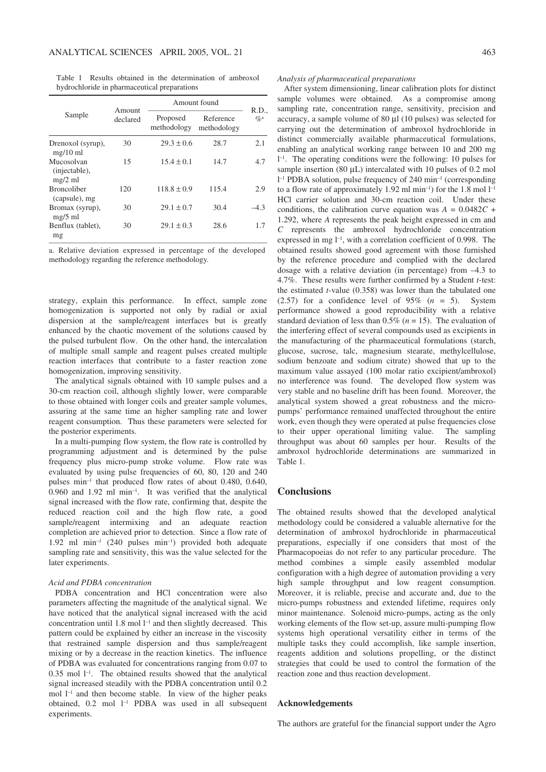Table 1 Results obtained in the determination of ambroxol hydrochloride in pharmaceutical preparations

| Sample | Amount declared | Amount found | | R.D., %[a] |
|---|---|---|---|---|
| | | Proposed methodology | Reference methodology | |
| Drenoxol (syrup), mg/10 ml | 30 | 29.3 ± 0.6 | 28.7 | 2.1 |
| Mucosolvan (injectable), mg/2 ml | 15 | 15.4 ± 0.1 | 14.7 | 4.7 |
| Broncoliber (capsule), mg | 120 | 118.8 ± 0.9 | 115.4 | 2.9 |
| Bromax (syrup), mg/5 ml | 30 | 29.1 ± 0.7 | 30.4 | –4.3 |
| Benflux (tablet), mg | 30 | 29.1 ± 0.3 | 28.6 | 1.7 |

a. Relative deviation expressed in percentage of the developed methodology regarding the reference methodology.

strategy, explain this performance. In effect, sample zone homogenization is supported not only by radial or axial dispersion at the sample/reagent interfaces but is greatly enhanced by the chaotic movement of the solutions caused by the pulsed turbulent flow. On the other hand, the intercalation of multiple small sample and reagent pulses created multiple reaction interfaces that contribute to a faster reaction zone homogenization, improving sensitivity.

The analytical signals obtained with 10 sample pulses and a 30-cm reaction coil, although slightly lower, were comparable to those obtained with longer coils and greater sample volumes, assuring at the same time an higher sampling rate and lower reagent consumption. Thus these parameters were selected for the posterior experiments.

In a multi-pumping flow system, the flow rate is controlled by programming adjustment and is determined by the pulse frequency plus micro-pump stroke volume. Flow rate was evaluated by using pulse frequencies of 60, 80, 120 and 240 pulses $min^{-1}$ that produced flow rates of about 0.480, 0.640, 0.960 and 1.92 ml $min^{-1}$. It was verified that the analytical signal increased with the flow rate, confirming that, despite the reduced reaction coil and the high flow rate, a good sample/reagent intermixing and an adequate reaction completion are achieved prior to detection. Since a flow rate of 1.92 ml $min^{-1}$ (240 pulses $min^{-1}$) provided both adequate sampling rate and sensitivity, this was the value selected for the later experiments.

*Acid and PDBA concentration*

PDBA concentration and HCl concentration were also parameters affecting the magnitude of the analytical signal. We have noticed that the analytical signal increased with the acid concentration until 1.8 mol $l^{-1}$ and then slightly decreased. This pattern could be explained by either an increase in the viscosity that restrained sample dispersion and thus sample/reagent mixing or by a decrease in the reaction kinetics. The influence of PDBA was evaluated for concentrations ranging from 0.07 to 0.35 mol $l^{-1}$. The obtained results showed that the analytical signal increased steadily with the PDBA concentration until 0.2 mol $l^{-1}$ and then become stable. In view of the higher peaks obtained, 0.2 mol $l^{-1}$ PDBA was used in all subsequent experiments.

*Analysis of pharmaceutical preparations*

After system dimensioning, linear calibration plots for distinct sample volumes were obtained. As a compromise among sampling rate, concentration range, sensitivity, precision and accuracy, a sample volume of 80 μl (10 pulses) was selected for carrying out the determination of ambroxol hydrochloride in distinct commercially available pharmaceutical formulations, enabling an analytical working range between 10 and 200 mg $l^{-1}$. The operating conditions were the following: 10 pulses for sample insertion (80 μL) intercalated with 10 pulses of 0.2 mol $l^{-1}$ PDBA solution, pulse frequency of 240 $min^{-1}$ (corresponding to a flow rate of approximately 1.92 ml $min^{-1}$) for the 1.8 mol $l^{-1}$ HCl carrier solution and 30-cm reaction coil. Under these conditions, the calibration curve equation was $A = 0.0482C + 1.292$, where $A$ represents the peak height expressed in cm and $C$ represents the ambroxol hydrochloride concentration expressed in mg $l^{-1}$, with a correlation coefficient of 0.998. The obtained results showed good agreement with those furnished by the reference procedure and complied with the declared dosage with a relative deviation (in percentage) from –4.3 to 4.7%. These results were further confirmed by a Student *t*-test: the estimated *t*-value (0.358) was lower than the tabulated one (2.57) for a confidence level of 95% ($n = 5$). System performance showed a good reproducibility with a relative standard deviation of less than 0.5% ($n = 15$). The evaluation of the interfering effect of several compounds used as excipients in the manufacturing of the pharmaceutical formulations (starch, glucose, sucrose, talc, magnesium stearate, methylcellulose, sodium benzoate and sodium citrate) showed that up to the maximum value assayed (100 molar ratio excipient/ambroxol) no interference was found. The developed flow system was very stable and no baseline drift has been found. Moreover, the analytical system showed a great robustness and the micro-pumps' performance remained unaffected throughout the entire work, even though they were operated at pulse frequencies close to their upper operational limiting value. The sampling throughput was about 60 samples per hour. Results of the ambroxol hydrochloride determinations are summarized in Table 1.

## Conclusions

The obtained results showed that the developed analytical methodology could be considered a valuable alternative for the determination of ambroxol hydrochloride in pharmaceutical preparations, especially if one considers that most of the Pharmacopoeias do not refer to any particular procedure. The method combines a simple easily assembled modular configuration with a high degree of automation providing a very high sample throughput and low reagent consumption. Moreover, it is reliable, precise and accurate and, due to the micro-pumps robustness and extended lifetime, requires only minor maintenance. Solenoid micro-pumps, acting as the only working elements of the flow set-up, assure multi-pumping flow systems high operational versatility either in terms of the multiple tasks they could accomplish, like sample insertion, reagents addition and solutions propelling, or the distinct strategies that could be used to control the formation of the reaction zone and thus reaction development.

## Acknowledgements

The authors are grateful for the financial support under the Agro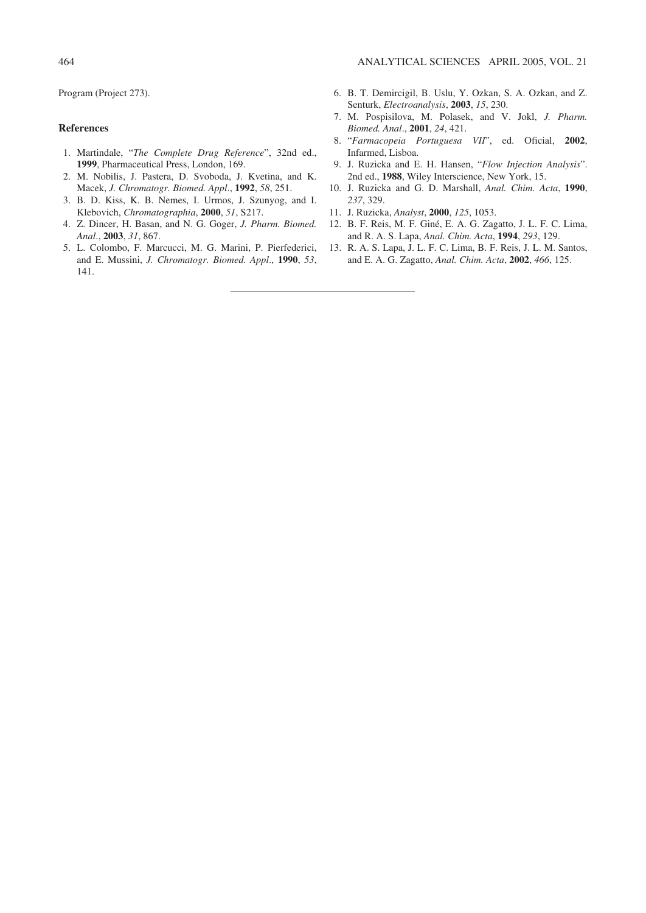Program (Project 273).

## References

1. Martindale, "*The Complete Drug Reference*", 32nd ed., **1999**, Pharmaceutical Press, London, 169.
2. M. Nobilis, J. Pastera, D. Svoboda, J. Kvetina, and K. Macek, *J. Chromatogr. Biomed. Appl*., **1992**, *58*, 251.
3. B. D. Kiss, K. B. Nemes, I. Urmos, J. Szunyog, and I. Klebovich, *Chromatographia*, **2000**, *51*, S217.
4. Z. Dincer, H. Basan, and N. G. Goger, *J. Pharm. Biomed. Anal*., **2003**, *31*, 867.
5. L. Colombo, F. Marcucci, M. G. Marini, P. Pierfederici, and E. Mussini, *J. Chromatogr. Biomed. Appl*., **1990**, *53*, 141.
6. B. T. Demircigil, B. Uslu, Y. Ozkan, S. A. Ozkan, and Z. Senturk, *Electroanalysis*, **2003**, *15*, 230.
7. M. Pospisilova, M. Polasek, and V. Jokl, *J. Pharm. Biomed. Anal*., **2001**, *24*, 421.
8. "*Farmacopeia Portuguesa VII*", ed. Oficial, **2002**, Infarmed, Lisboa.
9. J. Ruzicka and E. H. Hansen, "*Flow Injection Analysis*". 2nd ed., **1988**, Wiley Interscience, New York, 15.
10. J. Ruzicka and G. D. Marshall, *Anal. Chim. Acta*, **1990**, *237*, 329.
11. J. Ruzicka, *Analyst*, **2000**, *125*, 1053.
12. B. F. Reis, M. F. Giné, E. A. G. Zagatto, J. L. F. C. Lima, and R. A. S. Lapa, *Anal. Chim. Acta*, **1994**, *293*, 129.
13. R. A. S. Lapa, J. L. F. C. Lima, B. F. Reis, J. L. M. Santos, and E. A. G. Zagatto, *Anal. Chim. Acta*, **2002**, *466*, 125.